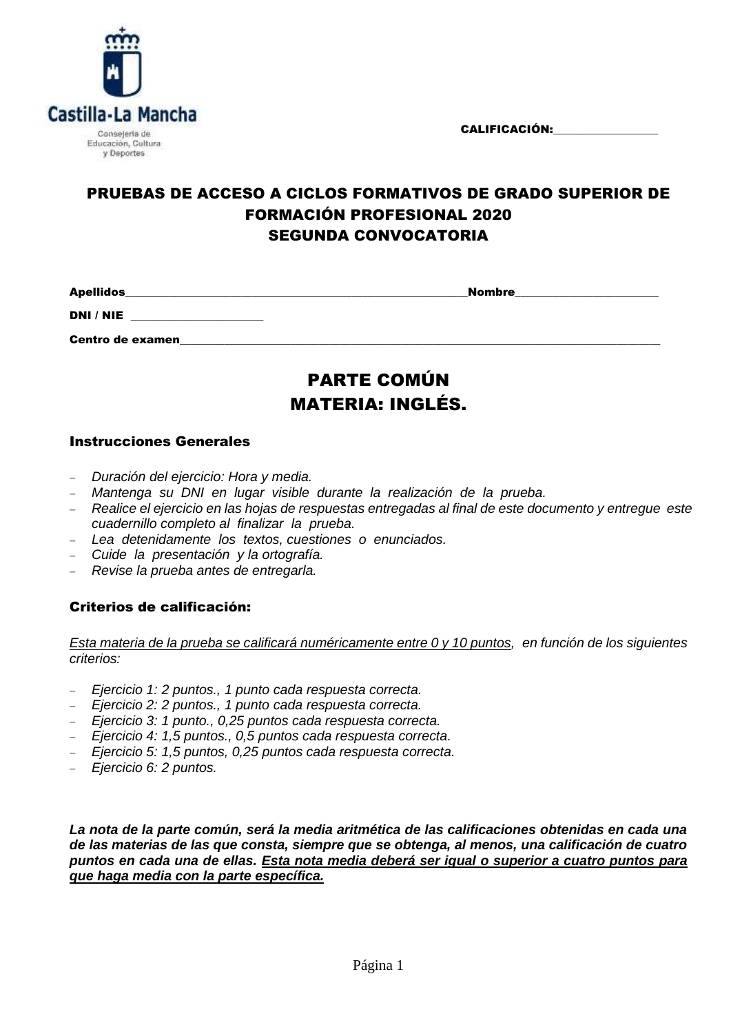Castilla-La Mancha

Consejería de Educación, Cultura y Deportes

CALIFICACIÓN:__________________

# PRUEBAS DE ACCESO A CICLOS FORMATIVOS DE GRADO SUPERIOR DE FORMACIÓN PROFESIONAL 2020
# SEGUNDA CONVOCATORIA

**Apellidos**__________________________________________________________**Nombre**________________________

**DNI / NIE** ______________________

**Centro de examen**_______________________________________________________________________________

# PARTE COMÚN
# MATERIA: INGLÉS.

## Instrucciones Generales

- *Duración del ejercicio: Hora y media.*
- *Mantenga su DNI en lugar visible durante la realización de la prueba.*
- *Realice el ejercicio en las hojas de respuestas entregadas al final de este documento y entregue este cuadernillo completo al finalizar la prueba.*
- *Lea detenidamente los textos, cuestiones o enunciados.*
- *Cuide la presentación y la ortografía.*
- *Revise la prueba antes de entregarla.*

## Criterios de calificación:

*<u>Esta materia de la prueba se calificará numéricamente entre 0 y 10 puntos</u>, en función de los siguientes criterios:*

- *Ejercicio 1: 2 puntos., 1 punto cada respuesta correcta.*
- *Ejercicio 2: 2 puntos., 1 punto cada respuesta correcta.*
- *Ejercicio 3: 1 punto., 0,25 puntos cada respuesta correcta.*
- *Ejercicio 4: 1,5 puntos., 0,5 puntos cada respuesta correcta.*
- *Ejercicio 5: 1,5 puntos, 0,25 puntos cada respuesta correcta.*
- *Ejercicio 6: 2 puntos.*

***La nota de la parte común, será la media aritmética de las calificaciones obtenidas en cada una de las materias de las que consta, siempre que se obtenga, al menos, una calificación de cuatro puntos en cada una de ellas. <u>Esta nota media deberá ser igual o superior a cuatro puntos para que haga media con la parte específica.</u>***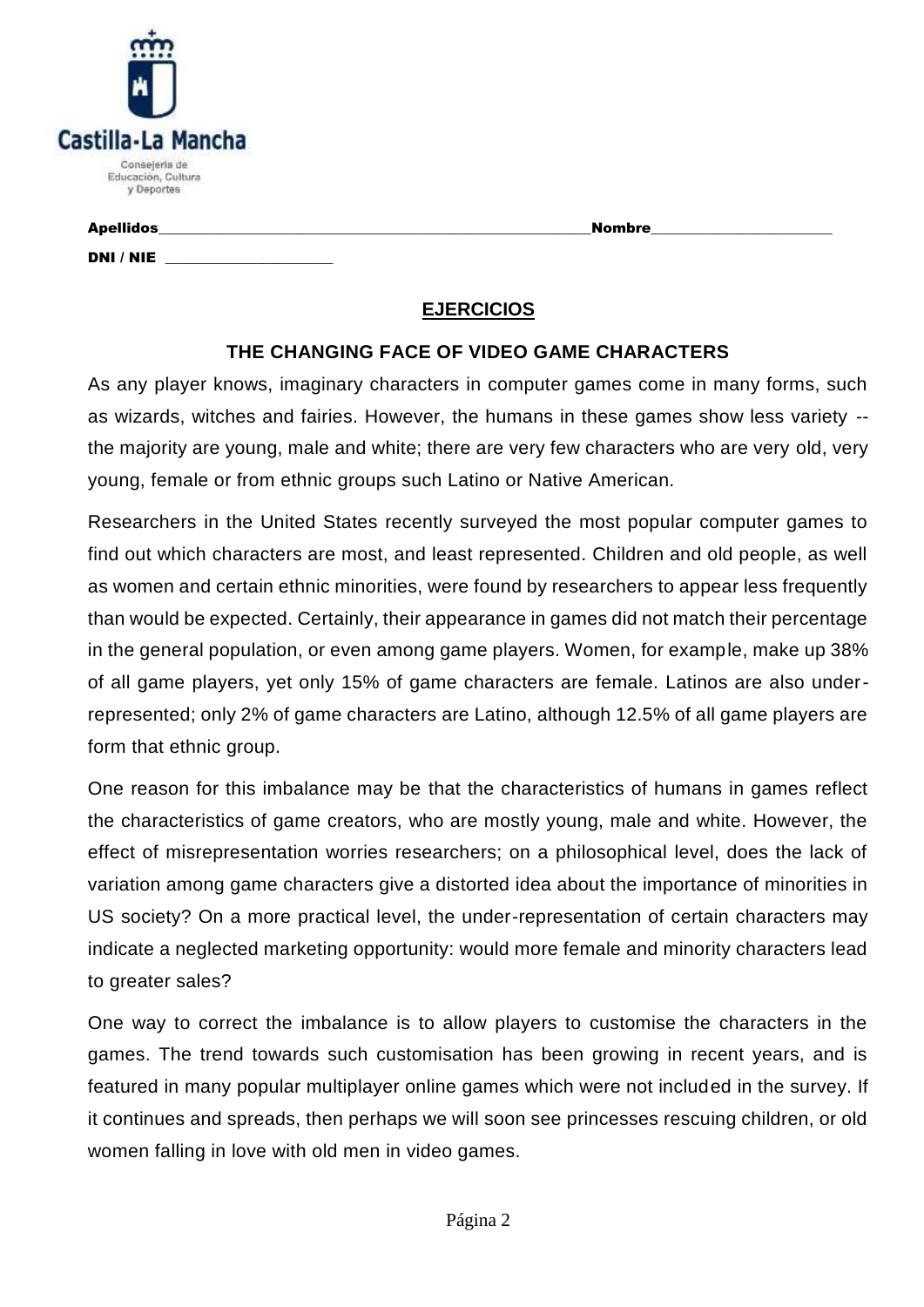Castilla-La Mancha

Consejería de Educación, Cultura y Deportes

**Apellidos**\_\_\_\_\_\_\_\_\_\_\_\_\_\_\_\_\_\_\_\_\_\_\_\_\_\_\_\_\_\_\_\_\_\_\_\_\_\_\_\_\_\_\_\_\_\_\_\_**Nombre**\_\_\_\_\_\_\_\_\_\_\_\_\_\_\_\_\_\_\_\_\_

**DNI / NIE** \_\_\_\_\_\_\_\_\_\_\_\_\_\_\_\_\_\_\_

## EJERCICIOS

### THE CHANGING FACE OF VIDEO GAME CHARACTERS

As any player knows, imaginary characters in computer games come in many forms, such as wizards, witches and fairies. However, the humans in these games show less variety -- the majority are young, male and white; there are very few characters who are very old, very young, female or from ethnic groups such Latino or Native American.

Researchers in the United States recently surveyed the most popular computer games to find out which characters are most, and least represented. Children and old people, as well as women and certain ethnic minorities, were found by researchers to appear less frequently than would be expected. Certainly, their appearance in games did not match their percentage in the general population, or even among game players. Women, for example, make up 38% of all game players, yet only 15% of game characters are female. Latinos are also under-represented; only 2% of game characters are Latino, although 12.5% of all game players are form that ethnic group.

One reason for this imbalance may be that the characteristics of humans in games reflect the characteristics of game creators, who are mostly young, male and white. However, the effect of misrepresentation worries researchers; on a philosophical level, does the lack of variation among game characters give a distorted idea about the importance of minorities in US society? On a more practical level, the under-representation of certain characters may indicate a neglected marketing opportunity: would more female and minority characters lead to greater sales?

One way to correct the imbalance is to allow players to customise the characters in the games. The trend towards such customisation has been growing in recent years, and is featured in many popular multiplayer online games which were not included in the survey. If it continues and spreads, then perhaps we will soon see princesses rescuing children, or old women falling in love with old men in video games.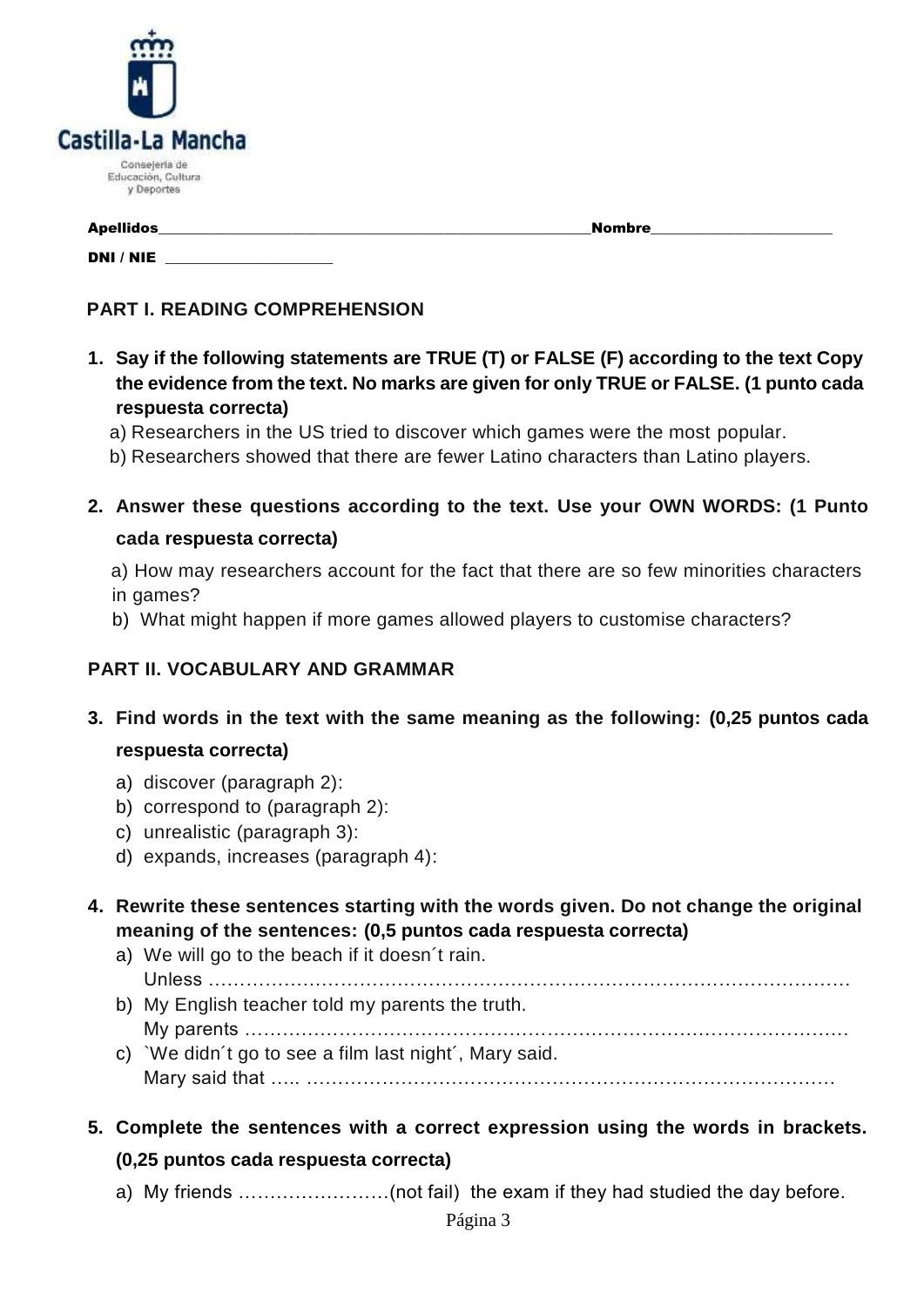Castilla-La Mancha

Consejería de Educación, Cultura y Deportes

**Apellidos**\_\_\_\_\_\_\_\_\_\_\_\_\_\_\_\_\_\_\_\_\_\_\_\_\_\_\_\_\_\_\_\_\_\_\_\_\_\_\_\_\_\_\_\_\_\_\_\_**Nombre**\_\_\_\_\_\_\_\_\_\_\_\_\_\_\_\_\_\_\_\_\_

**DNI / NIE** \_\_\_\_\_\_\_\_\_\_\_\_\_\_\_\_\_\_\_

## PART I. READING COMPREHENSION

1. **Say if the following statements are TRUE (T) or FALSE (F) according to the text Copy the evidence from the text. No marks are given for only TRUE or FALSE. (1 punto cada respuesta correcta)**

   a) Researchers in the US tried to discover which games were the most popular.

   b) Researchers showed that there are fewer Latino characters than Latino players.

2. **Answer these questions according to the text. Use your OWN WORDS: (1 Punto cada respuesta correcta)**

   a) How may researchers account for the fact that there are so few minorities characters in games?

   b) What might happen if more games allowed players to customise characters?

## PART II. VOCABULARY AND GRAMMAR

3. **Find words in the text with the same meaning as the following: (0,25 puntos cada respuesta correcta)**

   a) discover (paragraph 2):
   b) correspond to (paragraph 2):
   c) unrealistic (paragraph 3):
   d) expands, increases (paragraph 4):

4. **Rewrite these sentences starting with the words given. Do not change the original meaning of the sentences: (0,5 puntos cada respuesta correcta)**

   a) We will go to the beach if it doesn´t rain.
   Unless ……………………………………………………………………………………………
   b) My English teacher told my parents the truth.
   My parents ………………………………………………………………………………………
   c) `We didn´t go to see a film last night´, Mary said.
   Mary said that ….. ……………………………………………………………………………

5. **Complete the sentences with a correct expression using the words in brackets. (0,25 puntos cada respuesta correcta)**

   a) My friends ……………………(not fail) the exam if they had studied the day before.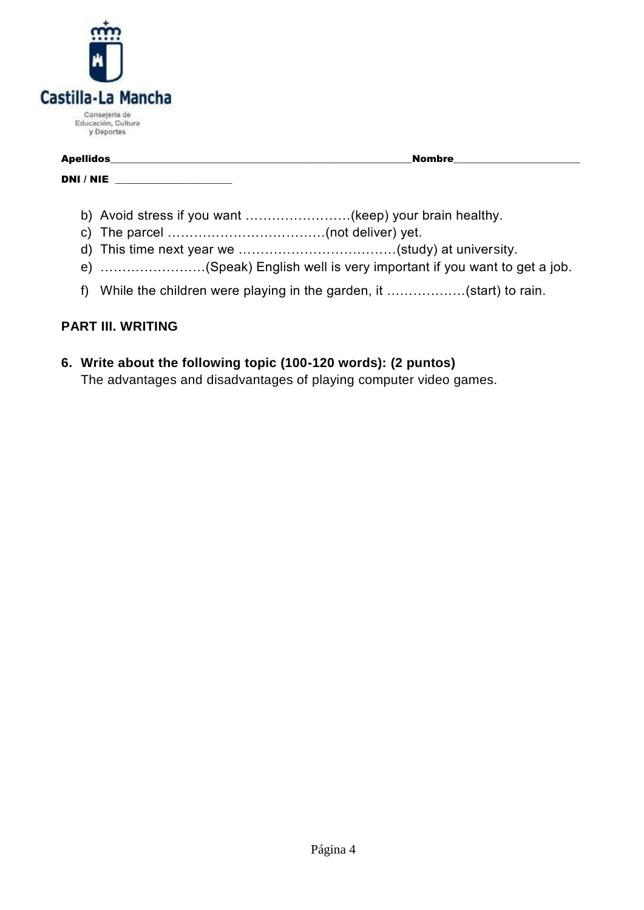Apellidos___________________________________________________Nombre_____________________

DNI / NIE ___________________

b) Avoid stress if you want ……………………(keep) your brain healthy.
c) The parcel ………………………………(not deliver) yet.
d) This time next year we ………………………………(study) at university.
e) ……………………(Speak) English well is very important if you want to get a job.
f) While the children were playing in the garden, it ………………(start) to rain.

## PART III. WRITING

**6. Write about the following topic (100-120 words): (2 puntos)**
The advantages and disadvantages of playing computer video games.